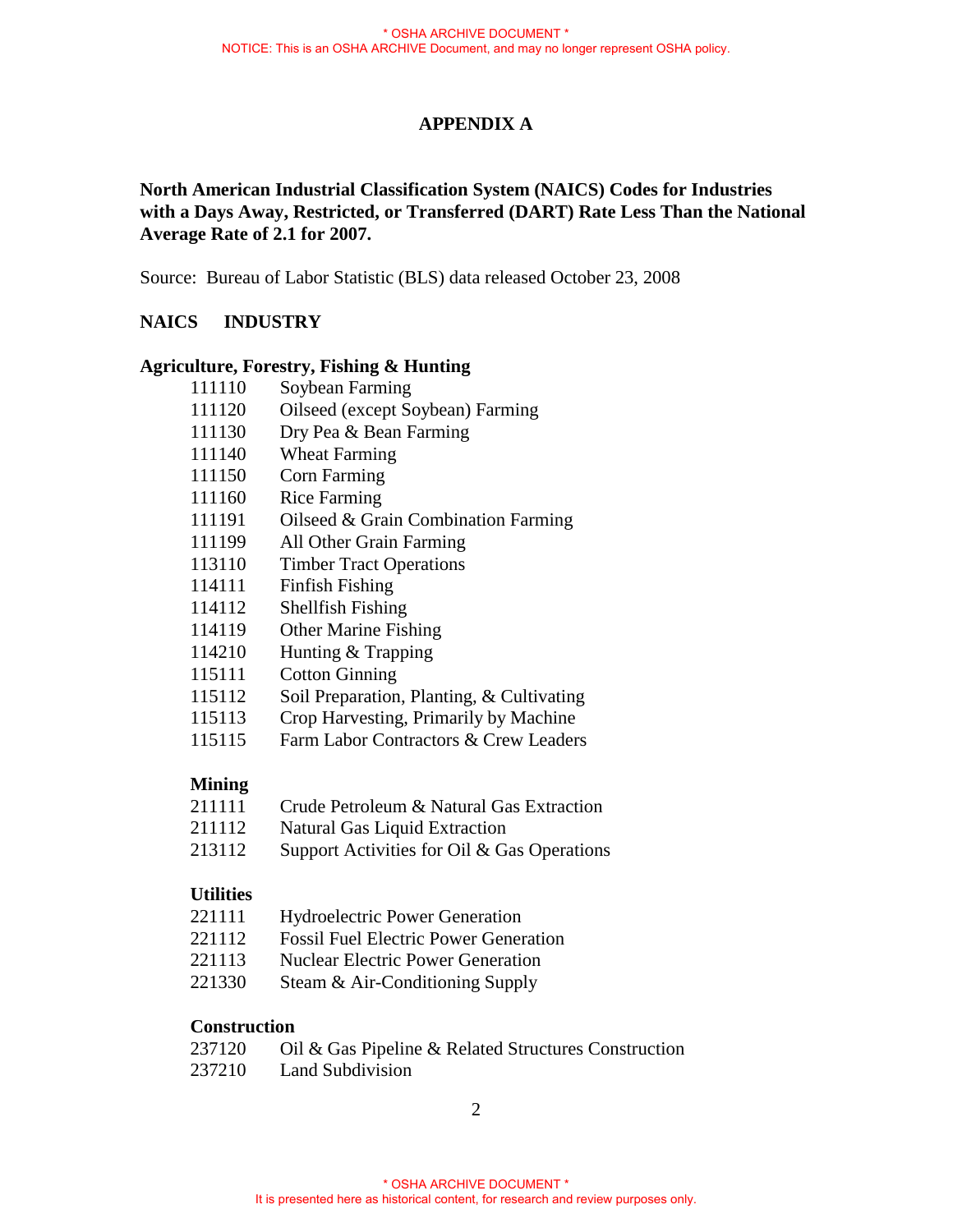# APPENDIX A

**North American Industrial Classification System (NAICS) Codes for Industries with a Days Away, Restricted, or Transferred (DART) Rate Less Than the National Average Rate of 2.1 for 2007.**

Source: Bureau of Labor Statistic (BLS) data released October 23, 2008

**NAICS INDUSTRY**

**Agriculture, Forestry, Fishing & Hunting**

| NAICS | INDUSTRY |
|---|---|
| 111110 | Soybean Farming |
| 111120 | Oilseed (except Soybean) Farming |
| 111130 | Dry Pea & Bean Farming |
| 111140 | Wheat Farming |
| 111150 | Corn Farming |
| 111160 | Rice Farming |
| 111191 | Oilseed & Grain Combination Farming |
| 111199 | All Other Grain Farming |
| 113110 | Timber Tract Operations |
| 114111 | Finfish Fishing |
| 114112 | Shellfish Fishing |
| 114119 | Other Marine Fishing |
| 114210 | Hunting & Trapping |
| 115111 | Cotton Ginning |
| 115112 | Soil Preparation, Planting, & Cultivating |
| 115113 | Crop Harvesting, Primarily by Machine |
| 115115 | Farm Labor Contractors & Crew Leaders |

**Mining**

| NAICS | INDUSTRY |
|---|---|
| 211111 | Crude Petroleum & Natural Gas Extraction |
| 211112 | Natural Gas Liquid Extraction |
| 213112 | Support Activities for Oil & Gas Operations |

**Utilities**

| NAICS | INDUSTRY |
|---|---|
| 221111 | Hydroelectric Power Generation |
| 221112 | Fossil Fuel Electric Power Generation |
| 221113 | Nuclear Electric Power Generation |
| 221330 | Steam & Air-Conditioning Supply |

**Construction**

| NAICS | INDUSTRY |
|---|---|
| 237120 | Oil & Gas Pipeline & Related Structures Construction |
| 237210 | Land Subdivision |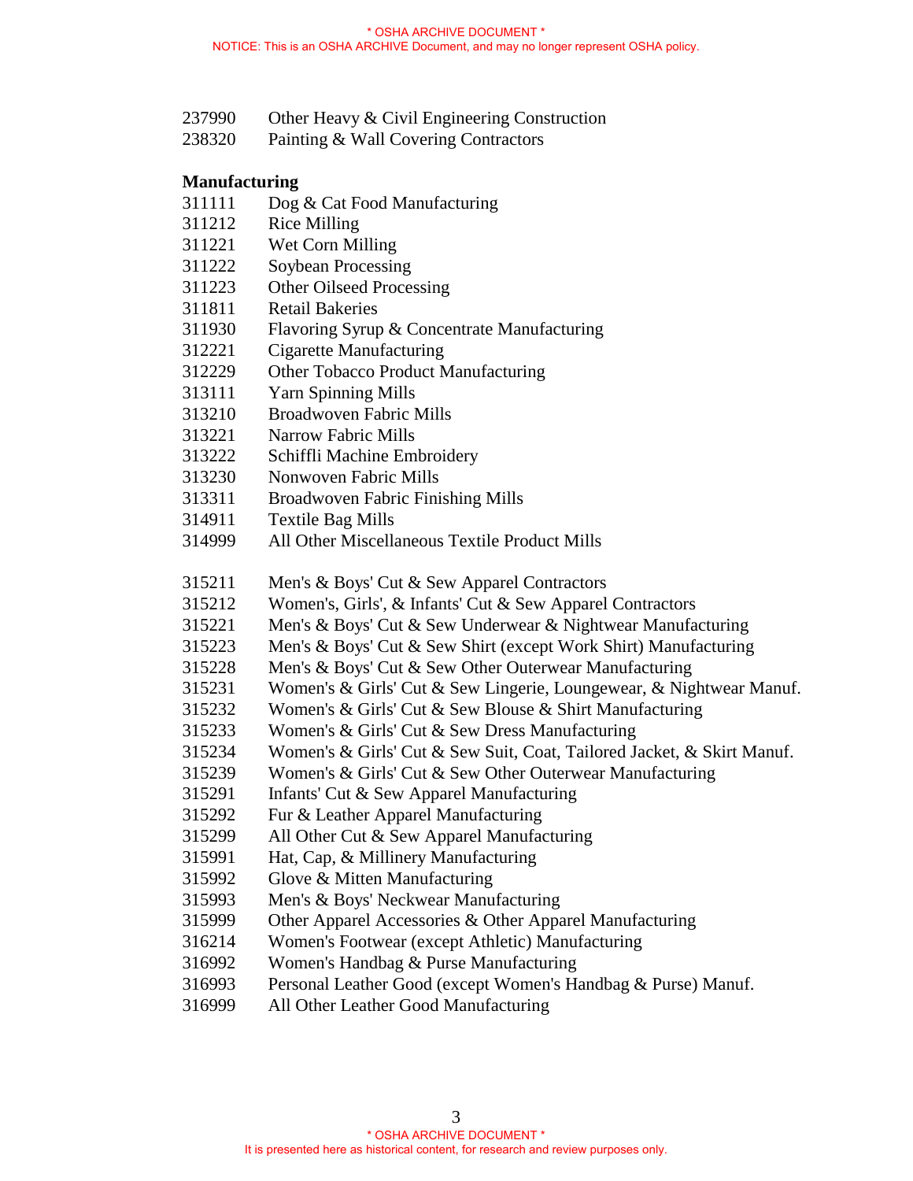237990 Other Heavy & Civil Engineering Construction
238320 Painting & Wall Covering Contractors

**Manufacturing**

311111 Dog & Cat Food Manufacturing
311212 Rice Milling
311221 Wet Corn Milling
311222 Soybean Processing
311223 Other Oilseed Processing
311811 Retail Bakeries
311930 Flavoring Syrup & Concentrate Manufacturing
312221 Cigarette Manufacturing
312229 Other Tobacco Product Manufacturing
313111 Yarn Spinning Mills
313210 Broadwoven Fabric Mills
313221 Narrow Fabric Mills
313222 Schiffli Machine Embroidery
313230 Nonwoven Fabric Mills
313311 Broadwoven Fabric Finishing Mills
314911 Textile Bag Mills
314999 All Other Miscellaneous Textile Product Mills

315211 Men's & Boys' Cut & Sew Apparel Contractors
315212 Women's, Girls', & Infants' Cut & Sew Apparel Contractors
315221 Men's & Boys' Cut & Sew Underwear & Nightwear Manufacturing
315223 Men's & Boys' Cut & Sew Shirt (except Work Shirt) Manufacturing
315228 Men's & Boys' Cut & Sew Other Outerwear Manufacturing
315231 Women's & Girls' Cut & Sew Lingerie, Loungewear, & Nightwear Manuf.
315232 Women's & Girls' Cut & Sew Blouse & Shirt Manufacturing
315233 Women's & Girls' Cut & Sew Dress Manufacturing
315234 Women's & Girls' Cut & Sew Suit, Coat, Tailored Jacket, & Skirt Manuf.
315239 Women's & Girls' Cut & Sew Other Outerwear Manufacturing
315291 Infants' Cut & Sew Apparel Manufacturing
315292 Fur & Leather Apparel Manufacturing
315299 All Other Cut & Sew Apparel Manufacturing
315991 Hat, Cap, & Millinery Manufacturing
315992 Glove & Mitten Manufacturing
315993 Men's & Boys' Neckwear Manufacturing
315999 Other Apparel Accessories & Other Apparel Manufacturing
316214 Women's Footwear (except Athletic) Manufacturing
316992 Women's Handbag & Purse Manufacturing
316993 Personal Leather Good (except Women's Handbag & Purse) Manuf.
316999 All Other Leather Good Manufacturing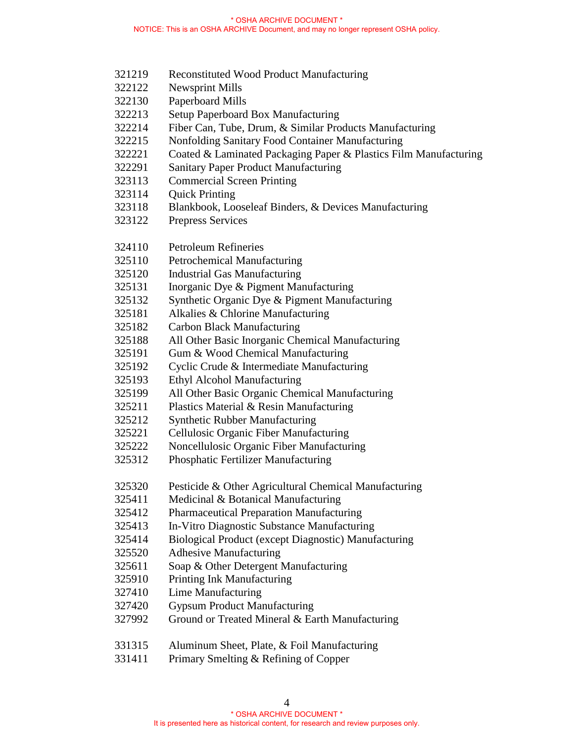321219 Reconstituted Wood Product Manufacturing
322122 Newsprint Mills
322130 Paperboard Mills
322213 Setup Paperboard Box Manufacturing
322214 Fiber Can, Tube, Drum, & Similar Products Manufacturing
322215 Nonfolding Sanitary Food Container Manufacturing
322221 Coated & Laminated Packaging Paper & Plastics Film Manufacturing
322291 Sanitary Paper Product Manufacturing
323113 Commercial Screen Printing
323114 Quick Printing
323118 Blankbook, Looseleaf Binders, & Devices Manufacturing
323122 Prepress Services

324110 Petroleum Refineries
325110 Petrochemical Manufacturing
325120 Industrial Gas Manufacturing
325131 Inorganic Dye & Pigment Manufacturing
325132 Synthetic Organic Dye & Pigment Manufacturing
325181 Alkalies & Chlorine Manufacturing
325182 Carbon Black Manufacturing
325188 All Other Basic Inorganic Chemical Manufacturing
325191 Gum & Wood Chemical Manufacturing
325192 Cyclic Crude & Intermediate Manufacturing
325193 Ethyl Alcohol Manufacturing
325199 All Other Basic Organic Chemical Manufacturing
325211 Plastics Material & Resin Manufacturing
325212 Synthetic Rubber Manufacturing
325221 Cellulosic Organic Fiber Manufacturing
325222 Noncellulosic Organic Fiber Manufacturing
325312 Phosphatic Fertilizer Manufacturing

325320 Pesticide & Other Agricultural Chemical Manufacturing
325411 Medicinal & Botanical Manufacturing
325412 Pharmaceutical Preparation Manufacturing
325413 In-Vitro Diagnostic Substance Manufacturing
325414 Biological Product (except Diagnostic) Manufacturing
325520 Adhesive Manufacturing
325611 Soap & Other Detergent Manufacturing
325910 Printing Ink Manufacturing
327410 Lime Manufacturing
327420 Gypsum Product Manufacturing
327992 Ground or Treated Mineral & Earth Manufacturing

331315 Aluminum Sheet, Plate, & Foil Manufacturing
331411 Primary Smelting & Refining of Copper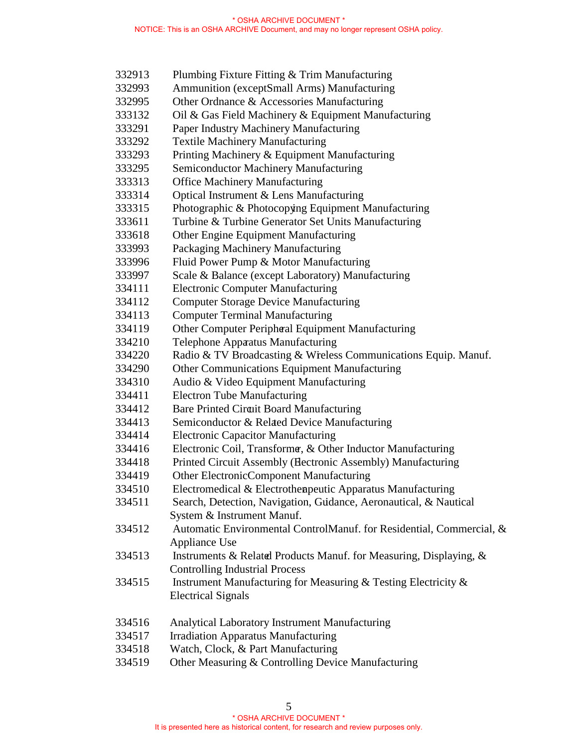332913 Plumbing Fixture Fitting & Trim Manufacturing
332993 Ammunition (except Small Arms) Manufacturing
332995 Other Ordnance & Accessories Manufacturing
333132 Oil & Gas Field Machinery & Equipment Manufacturing
333291 Paper Industry Machinery Manufacturing
333292 Textile Machinery Manufacturing
333293 Printing Machinery & Equipment Manufacturing
333295 Semiconductor Machinery Manufacturing
333313 Office Machinery Manufacturing
333314 Optical Instrument & Lens Manufacturing
333315 Photographic & Photocopying Equipment Manufacturing
333611 Turbine & Turbine Generator Set Units Manufacturing
333618 Other Engine Equipment Manufacturing
333993 Packaging Machinery Manufacturing
333996 Fluid Power Pump & Motor Manufacturing
333997 Scale & Balance (except Laboratory) Manufacturing
334111 Electronic Computer Manufacturing
334112 Computer Storage Device Manufacturing
334113 Computer Terminal Manufacturing
334119 Other Computer Peripheral Equipment Manufacturing
334210 Telephone Apparatus Manufacturing
334220 Radio & TV Broadcasting & Wireless Communications Equip. Manuf.
334290 Other Communications Equipment Manufacturing
334310 Audio & Video Equipment Manufacturing
334411 Electron Tube Manufacturing
334412 Bare Printed Circuit Board Manufacturing
334413 Semiconductor & Related Device Manufacturing
334414 Electronic Capacitor Manufacturing
334416 Electronic Coil, Transformer, & Other Inductor Manufacturing
334418 Printed Circuit Assembly (Electronic Assembly) Manufacturing
334419 Other Electronic Component Manufacturing
334510 Electromedical & Electrotherapeutic Apparatus Manufacturing
334511 Search, Detection, Navigation, Guidance, Aeronautical, & Nautical System & Instrument Manuf.
334512 Automatic Environmental Control Manuf. for Residential, Commercial, & Appliance Use
334513 Instruments & Related Products Manuf. for Measuring, Displaying, & Controlling Industrial Process
334515 Instrument Manufacturing for Measuring & Testing Electricity & Electrical Signals

334516 Analytical Laboratory Instrument Manufacturing
334517 Irradiation Apparatus Manufacturing
334518 Watch, Clock, & Part Manufacturing
334519 Other Measuring & Controlling Device Manufacturing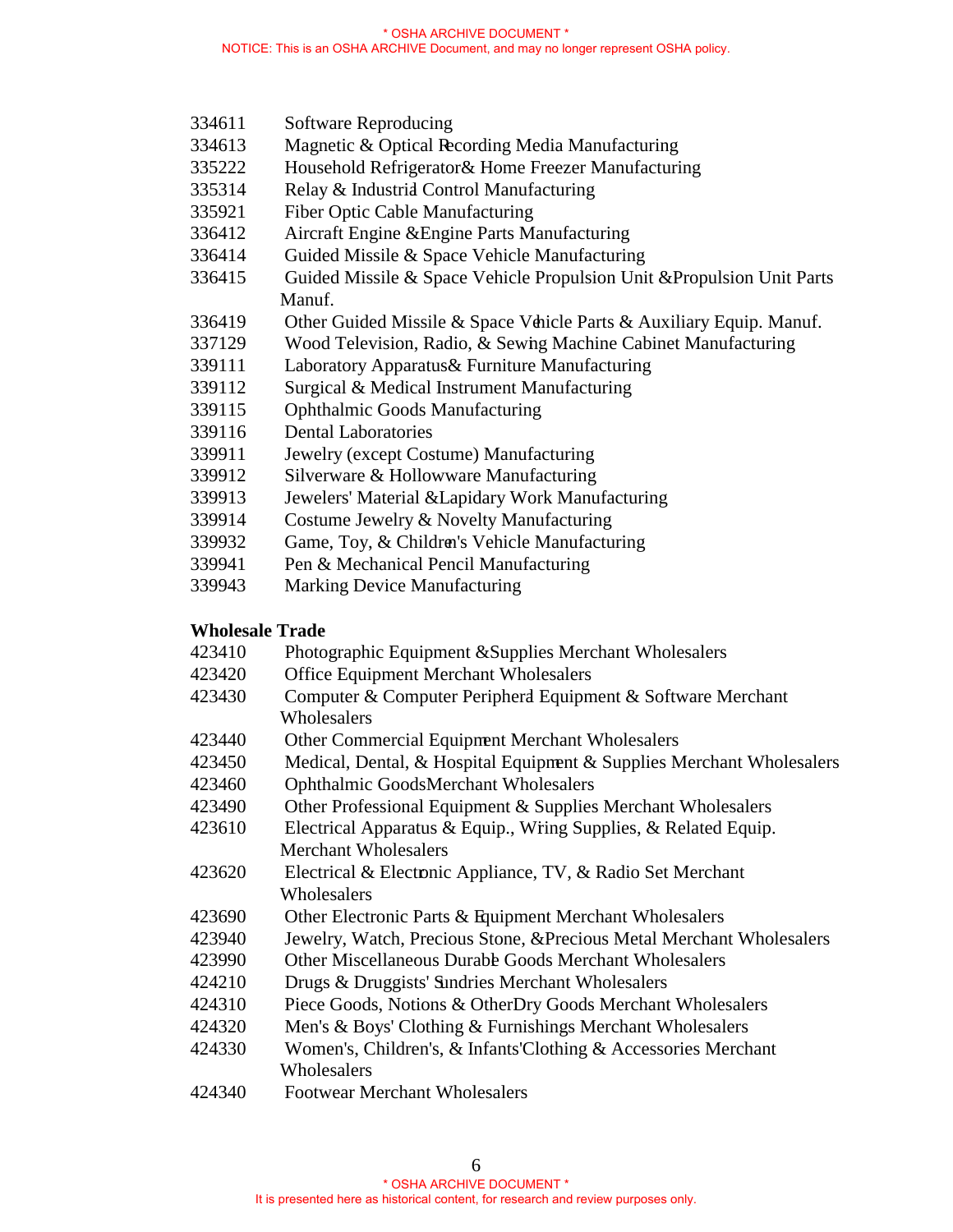334611 Software Reproducing
334613 Magnetic & Optical Recording Media Manufacturing
335222 Household Refrigerator & Home Freezer Manufacturing
335314 Relay & Industrial Control Manufacturing
335921 Fiber Optic Cable Manufacturing
336412 Aircraft Engine & Engine Parts Manufacturing
336414 Guided Missile & Space Vehicle Manufacturing
336415 Guided Missile & Space Vehicle Propulsion Unit & Propulsion Unit Parts Manuf.
336419 Other Guided Missile & Space Vehicle Parts & Auxiliary Equip. Manuf.
337129 Wood Television, Radio, & Sewing Machine Cabinet Manufacturing
339111 Laboratory Apparatus & Furniture Manufacturing
339112 Surgical & Medical Instrument Manufacturing
339115 Ophthalmic Goods Manufacturing
339116 Dental Laboratories
339911 Jewelry (except Costume) Manufacturing
339912 Silverware & Hollowware Manufacturing
339913 Jewelers' Material & Lapidary Work Manufacturing
339914 Costume Jewelry & Novelty Manufacturing
339932 Game, Toy, & Children's Vehicle Manufacturing
339941 Pen & Mechanical Pencil Manufacturing
339943 Marking Device Manufacturing

**Wholesale Trade**

423410 Photographic Equipment & Supplies Merchant Wholesalers
423420 Office Equipment Merchant Wholesalers
423430 Computer & Computer Peripheral Equipment & Software Merchant Wholesalers
423440 Other Commercial Equipment Merchant Wholesalers
423450 Medical, Dental, & Hospital Equipment & Supplies Merchant Wholesalers
423460 Ophthalmic Goods Merchant Wholesalers
423490 Other Professional Equipment & Supplies Merchant Wholesalers
423610 Electrical Apparatus & Equip., Wiring Supplies, & Related Equip. Merchant Wholesalers
423620 Electrical & Electronic Appliance, TV, & Radio Set Merchant Wholesalers
423690 Other Electronic Parts & Equipment Merchant Wholesalers
423940 Jewelry, Watch, Precious Stone, & Precious Metal Merchant Wholesalers
423990 Other Miscellaneous Durable Goods Merchant Wholesalers
424210 Drugs & Druggists' Sundries Merchant Wholesalers
424310 Piece Goods, Notions & Other Dry Goods Merchant Wholesalers
424320 Men's & Boys' Clothing & Furnishings Merchant Wholesalers
424330 Women's, Children's, & Infants' Clothing & Accessories Merchant Wholesalers
424340 Footwear Merchant Wholesalers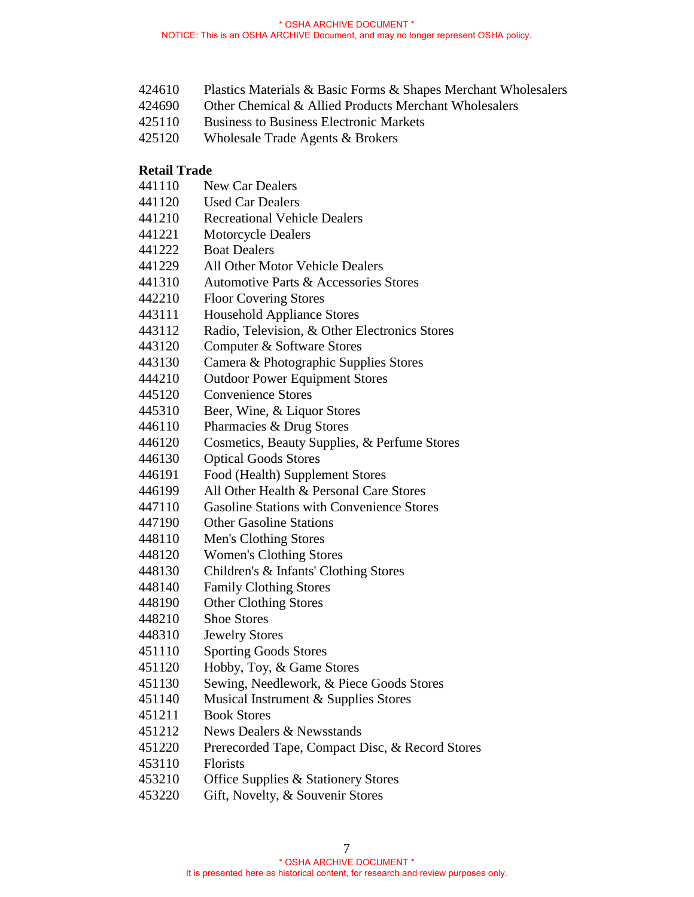424610 Plastics Materials & Basic Forms & Shapes Merchant Wholesalers
424690 Other Chemical & Allied Products Merchant Wholesalers
425110 Business to Business Electronic Markets
425120 Wholesale Trade Agents & Brokers

**Retail Trade**

441110 New Car Dealers
441120 Used Car Dealers
441210 Recreational Vehicle Dealers
441221 Motorcycle Dealers
441222 Boat Dealers
441229 All Other Motor Vehicle Dealers
441310 Automotive Parts & Accessories Stores
442210 Floor Covering Stores
443111 Household Appliance Stores
443112 Radio, Television, & Other Electronics Stores
443120 Computer & Software Stores
443130 Camera & Photographic Supplies Stores
444210 Outdoor Power Equipment Stores
445120 Convenience Stores
445310 Beer, Wine, & Liquor Stores
446110 Pharmacies & Drug Stores
446120 Cosmetics, Beauty Supplies, & Perfume Stores
446130 Optical Goods Stores
446191 Food (Health) Supplement Stores
446199 All Other Health & Personal Care Stores
447110 Gasoline Stations with Convenience Stores
447190 Other Gasoline Stations
448110 Men's Clothing Stores
448120 Women's Clothing Stores
448130 Children's & Infants' Clothing Stores
448140 Family Clothing Stores
448190 Other Clothing Stores
448210 Shoe Stores
448310 Jewelry Stores
451110 Sporting Goods Stores
451120 Hobby, Toy, & Game Stores
451130 Sewing, Needlework, & Piece Goods Stores
451140 Musical Instrument & Supplies Stores
451211 Book Stores
451212 News Dealers & Newsstands
451220 Prerecorded Tape, Compact Disc, & Record Stores
453110 Florists
453210 Office Supplies & Stationery Stores
453220 Gift, Novelty, & Souvenir Stores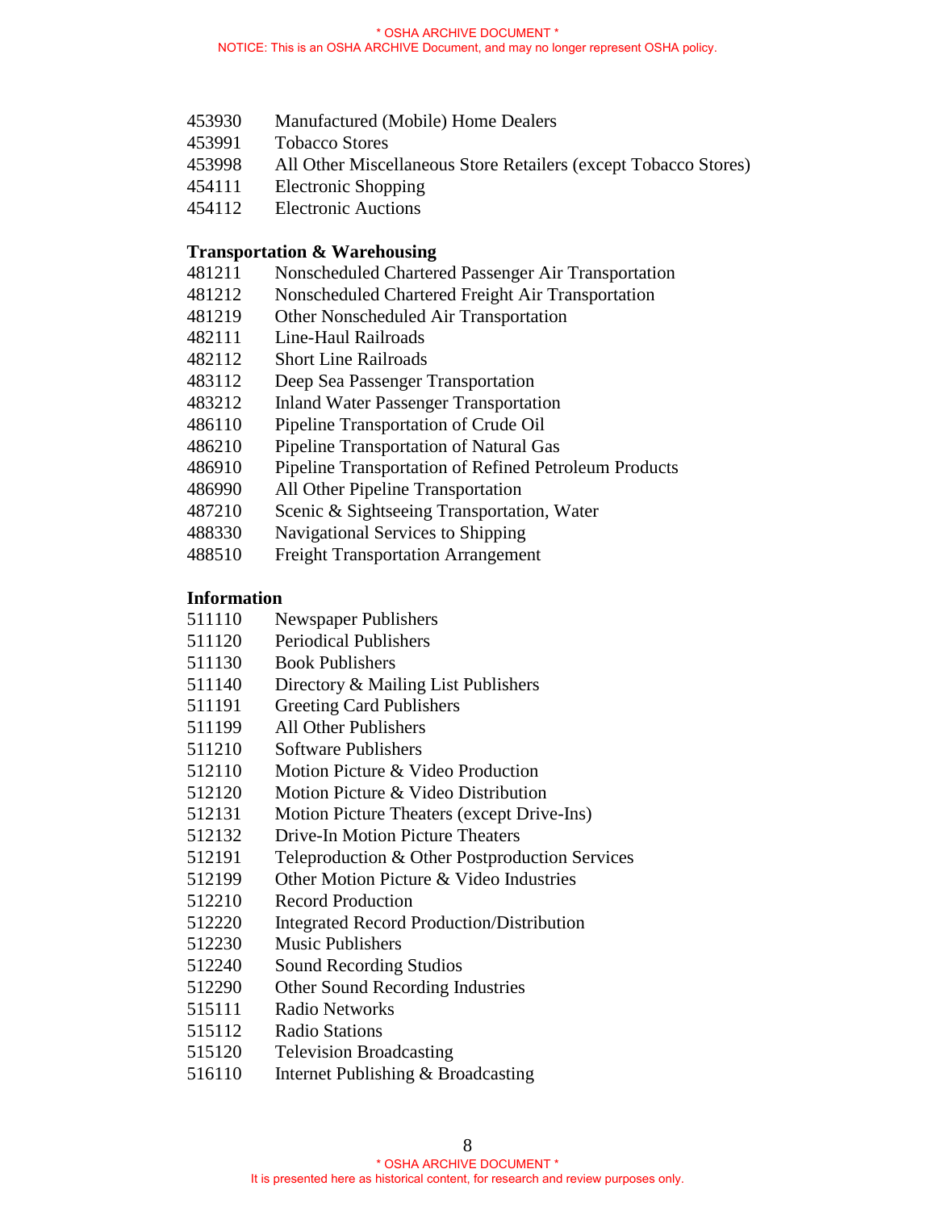453930 Manufactured (Mobile) Home Dealers
453991 Tobacco Stores
453998 All Other Miscellaneous Store Retailers (except Tobacco Stores)
454111 Electronic Shopping
454112 Electronic Auctions

**Transportation & Warehousing**

481211 Nonscheduled Chartered Passenger Air Transportation
481212 Nonscheduled Chartered Freight Air Transportation
481219 Other Nonscheduled Air Transportation
482111 Line-Haul Railroads
482112 Short Line Railroads
483112 Deep Sea Passenger Transportation
483212 Inland Water Passenger Transportation
486110 Pipeline Transportation of Crude Oil
486210 Pipeline Transportation of Natural Gas
486910 Pipeline Transportation of Refined Petroleum Products
486990 All Other Pipeline Transportation
487210 Scenic & Sightseeing Transportation, Water
488330 Navigational Services to Shipping
488510 Freight Transportation Arrangement

**Information**

511110 Newspaper Publishers
511120 Periodical Publishers
511130 Book Publishers
511140 Directory & Mailing List Publishers
511191 Greeting Card Publishers
511199 All Other Publishers
511210 Software Publishers
512110 Motion Picture & Video Production
512120 Motion Picture & Video Distribution
512131 Motion Picture Theaters (except Drive-Ins)
512132 Drive-In Motion Picture Theaters
512191 Teleproduction & Other Postproduction Services
512199 Other Motion Picture & Video Industries
512210 Record Production
512220 Integrated Record Production/Distribution
512230 Music Publishers
512240 Sound Recording Studios
512290 Other Sound Recording Industries
515111 Radio Networks
515112 Radio Stations
515120 Television Broadcasting
516110 Internet Publishing & Broadcasting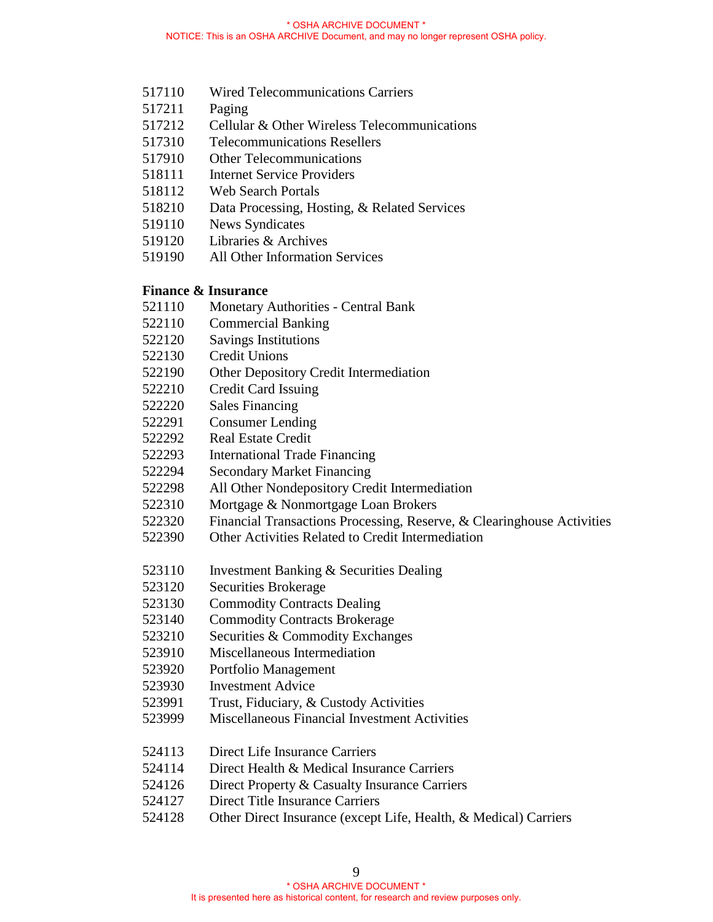517110 Wired Telecommunications Carriers
517211 Paging
517212 Cellular & Other Wireless Telecommunications
517310 Telecommunications Resellers
517910 Other Telecommunications
518111 Internet Service Providers
518112 Web Search Portals
518210 Data Processing, Hosting, & Related Services
519110 News Syndicates
519120 Libraries & Archives
519190 All Other Information Services

**Finance & Insurance**

521110 Monetary Authorities - Central Bank
522110 Commercial Banking
522120 Savings Institutions
522130 Credit Unions
522190 Other Depository Credit Intermediation
522210 Credit Card Issuing
522220 Sales Financing
522291 Consumer Lending
522292 Real Estate Credit
522293 International Trade Financing
522294 Secondary Market Financing
522298 All Other Nondepository Credit Intermediation
522310 Mortgage & Nonmortgage Loan Brokers
522320 Financial Transactions Processing, Reserve, & Clearinghouse Activities
522390 Other Activities Related to Credit Intermediation

523110 Investment Banking & Securities Dealing
523120 Securities Brokerage
523130 Commodity Contracts Dealing
523140 Commodity Contracts Brokerage
523210 Securities & Commodity Exchanges
523910 Miscellaneous Intermediation
523920 Portfolio Management
523930 Investment Advice
523991 Trust, Fiduciary, & Custody Activities
523999 Miscellaneous Financial Investment Activities

524113 Direct Life Insurance Carriers
524114 Direct Health & Medical Insurance Carriers
524126 Direct Property & Casualty Insurance Carriers
524127 Direct Title Insurance Carriers
524128 Other Direct Insurance (except Life, Health, & Medical) Carriers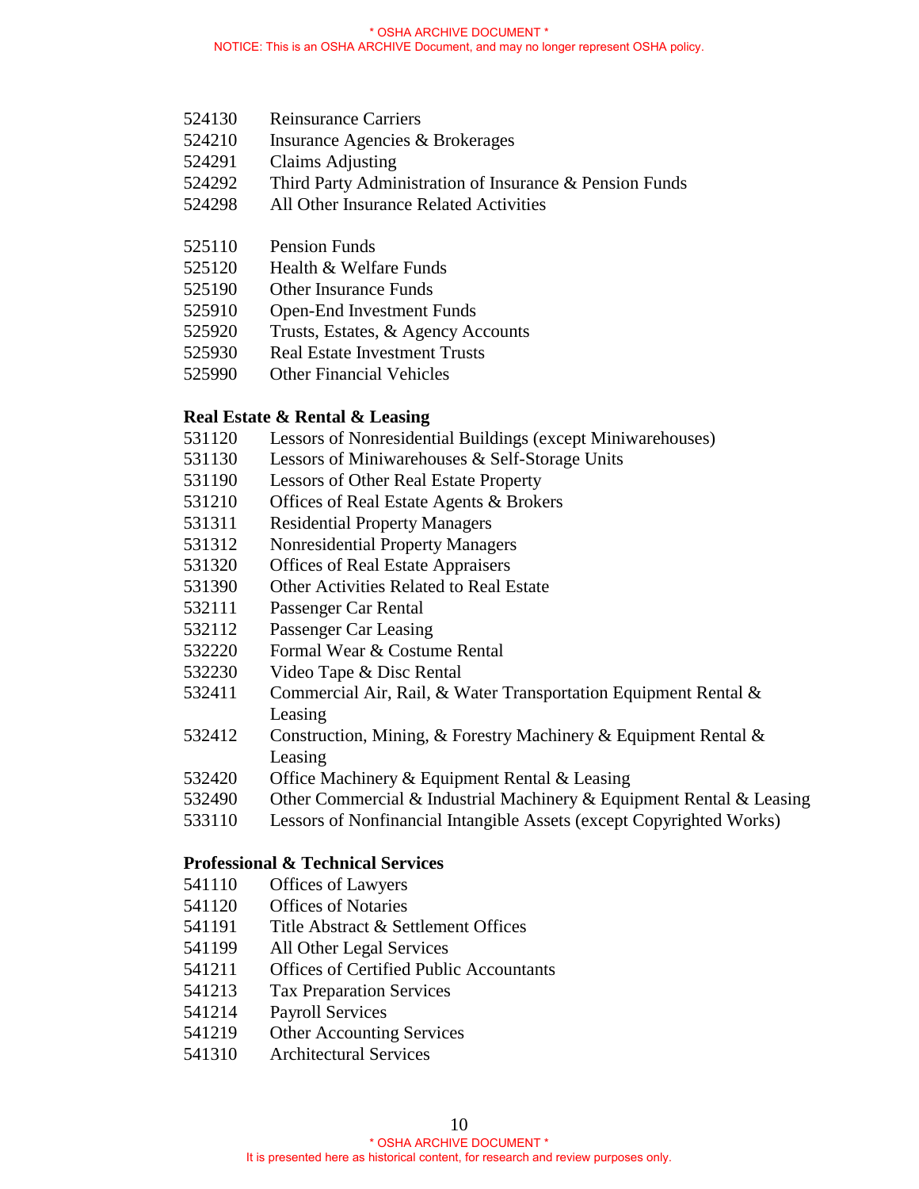524130 Reinsurance Carriers
524210 Insurance Agencies & Brokerages
524291 Claims Adjusting
524292 Third Party Administration of Insurance & Pension Funds
524298 All Other Insurance Related Activities

525110 Pension Funds
525120 Health & Welfare Funds
525190 Other Insurance Funds
525910 Open-End Investment Funds
525920 Trusts, Estates, & Agency Accounts
525930 Real Estate Investment Trusts
525990 Other Financial Vehicles

**Real Estate & Rental & Leasing**

531120 Lessors of Nonresidential Buildings (except Miniwarehouses)
531130 Lessors of Miniwarehouses & Self-Storage Units
531190 Lessors of Other Real Estate Property
531210 Offices of Real Estate Agents & Brokers
531311 Residential Property Managers
531312 Nonresidential Property Managers
531320 Offices of Real Estate Appraisers
531390 Other Activities Related to Real Estate
532111 Passenger Car Rental
532112 Passenger Car Leasing
532220 Formal Wear & Costume Rental
532230 Video Tape & Disc Rental
532411 Commercial Air, Rail, & Water Transportation Equipment Rental & Leasing
532412 Construction, Mining, & Forestry Machinery & Equipment Rental & Leasing
532420 Office Machinery & Equipment Rental & Leasing
532490 Other Commercial & Industrial Machinery & Equipment Rental & Leasing
533110 Lessors of Nonfinancial Intangible Assets (except Copyrighted Works)

**Professional & Technical Services**

541110 Offices of Lawyers
541120 Offices of Notaries
541191 Title Abstract & Settlement Offices
541199 All Other Legal Services
541211 Offices of Certified Public Accountants
541213 Tax Preparation Services
541214 Payroll Services
541219 Other Accounting Services
541310 Architectural Services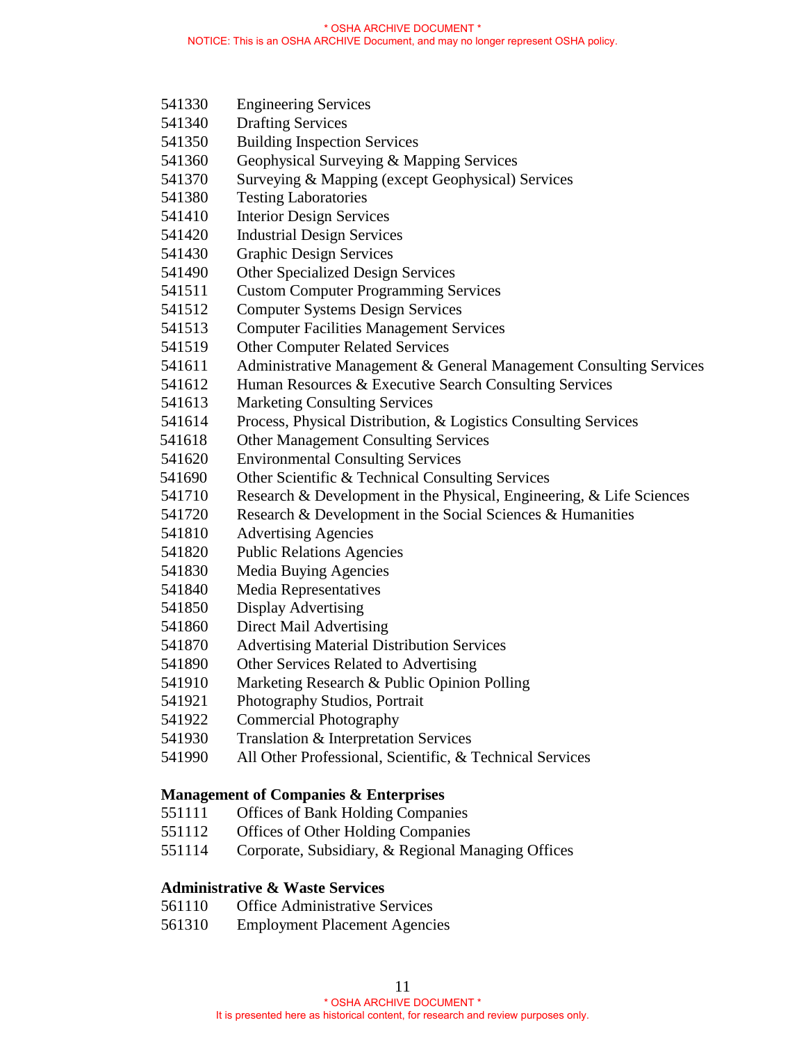541330 Engineering Services
541340 Drafting Services
541350 Building Inspection Services
541360 Geophysical Surveying & Mapping Services
541370 Surveying & Mapping (except Geophysical) Services
541380 Testing Laboratories
541410 Interior Design Services
541420 Industrial Design Services
541430 Graphic Design Services
541490 Other Specialized Design Services
541511 Custom Computer Programming Services
541512 Computer Systems Design Services
541513 Computer Facilities Management Services
541519 Other Computer Related Services
541611 Administrative Management & General Management Consulting Services
541612 Human Resources & Executive Search Consulting Services
541613 Marketing Consulting Services
541614 Process, Physical Distribution, & Logistics Consulting Services
541618 Other Management Consulting Services
541620 Environmental Consulting Services
541690 Other Scientific & Technical Consulting Services
541710 Research & Development in the Physical, Engineering, & Life Sciences
541720 Research & Development in the Social Sciences & Humanities
541810 Advertising Agencies
541820 Public Relations Agencies
541830 Media Buying Agencies
541840 Media Representatives
541850 Display Advertising
541860 Direct Mail Advertising
541870 Advertising Material Distribution Services
541890 Other Services Related to Advertising
541910 Marketing Research & Public Opinion Polling
541921 Photography Studios, Portrait
541922 Commercial Photography
541930 Translation & Interpretation Services
541990 All Other Professional, Scientific, & Technical Services

**Management of Companies & Enterprises**

551111 Offices of Bank Holding Companies
551112 Offices of Other Holding Companies
551114 Corporate, Subsidiary, & Regional Managing Offices

**Administrative & Waste Services**

561110 Office Administrative Services
561310 Employment Placement Agencies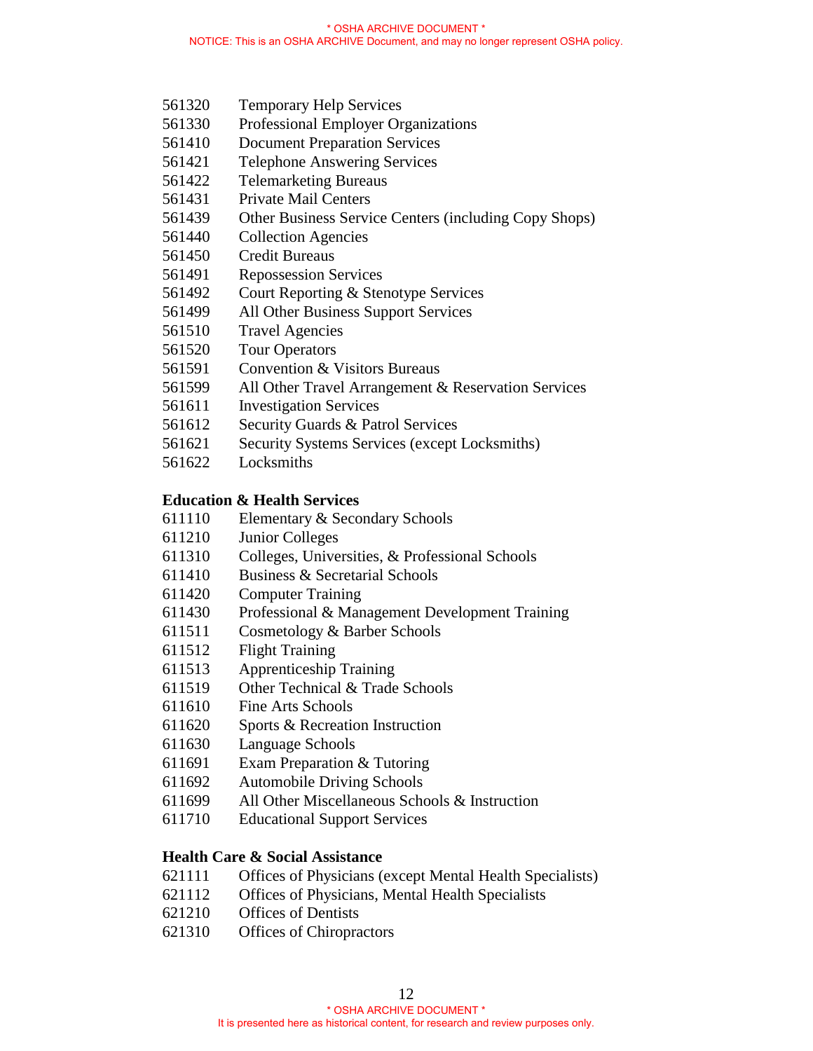561320 Temporary Help Services
561330 Professional Employer Organizations
561410 Document Preparation Services
561421 Telephone Answering Services
561422 Telemarketing Bureaus
561431 Private Mail Centers
561439 Other Business Service Centers (including Copy Shops)
561440 Collection Agencies
561450 Credit Bureaus
561491 Repossession Services
561492 Court Reporting & Stenotype Services
561499 All Other Business Support Services
561510 Travel Agencies
561520 Tour Operators
561591 Convention & Visitors Bureaus
561599 All Other Travel Arrangement & Reservation Services
561611 Investigation Services
561612 Security Guards & Patrol Services
561621 Security Systems Services (except Locksmiths)
561622 Locksmiths

**Education & Health Services**

611110 Elementary & Secondary Schools
611210 Junior Colleges
611310 Colleges, Universities, & Professional Schools
611410 Business & Secretarial Schools
611420 Computer Training
611430 Professional & Management Development Training
611511 Cosmetology & Barber Schools
611512 Flight Training
611513 Apprenticeship Training
611519 Other Technical & Trade Schools
611610 Fine Arts Schools
611620 Sports & Recreation Instruction
611630 Language Schools
611691 Exam Preparation & Tutoring
611692 Automobile Driving Schools
611699 All Other Miscellaneous Schools & Instruction
611710 Educational Support Services

**Health Care & Social Assistance**

621111 Offices of Physicians (except Mental Health Specialists)
621112 Offices of Physicians, Mental Health Specialists
621210 Offices of Dentists
621310 Offices of Chiropractors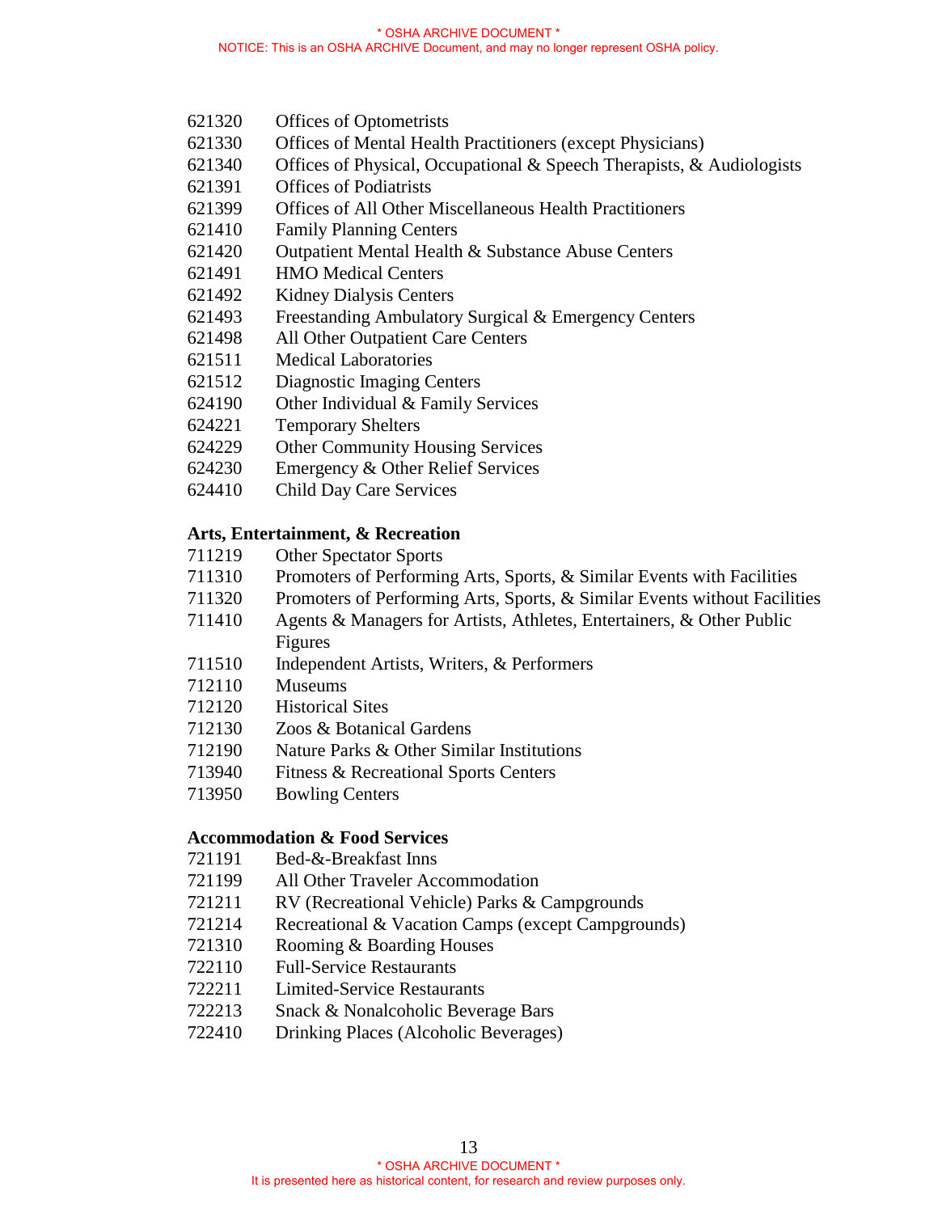621320 Offices of Optometrists
621330 Offices of Mental Health Practitioners (except Physicians)
621340 Offices of Physical, Occupational & Speech Therapists, & Audiologists
621391 Offices of Podiatrists
621399 Offices of All Other Miscellaneous Health Practitioners
621410 Family Planning Centers
621420 Outpatient Mental Health & Substance Abuse Centers
621491 HMO Medical Centers
621492 Kidney Dialysis Centers
621493 Freestanding Ambulatory Surgical & Emergency Centers
621498 All Other Outpatient Care Centers
621511 Medical Laboratories
621512 Diagnostic Imaging Centers
624190 Other Individual & Family Services
624221 Temporary Shelters
624229 Other Community Housing Services
624230 Emergency & Other Relief Services
624410 Child Day Care Services

**Arts, Entertainment, & Recreation**

711219 Other Spectator Sports
711310 Promoters of Performing Arts, Sports, & Similar Events with Facilities
711320 Promoters of Performing Arts, Sports, & Similar Events without Facilities
711410 Agents & Managers for Artists, Athletes, Entertainers, & Other Public Figures
711510 Independent Artists, Writers, & Performers
712110 Museums
712120 Historical Sites
712130 Zoos & Botanical Gardens
712190 Nature Parks & Other Similar Institutions
713940 Fitness & Recreational Sports Centers
713950 Bowling Centers

**Accommodation & Food Services**

721191 Bed-&-Breakfast Inns
721199 All Other Traveler Accommodation
721211 RV (Recreational Vehicle) Parks & Campgrounds
721214 Recreational & Vacation Camps (except Campgrounds)
721310 Rooming & Boarding Houses
722110 Full-Service Restaurants
722211 Limited-Service Restaurants
722213 Snack & Nonalcoholic Beverage Bars
722410 Drinking Places (Alcoholic Beverages)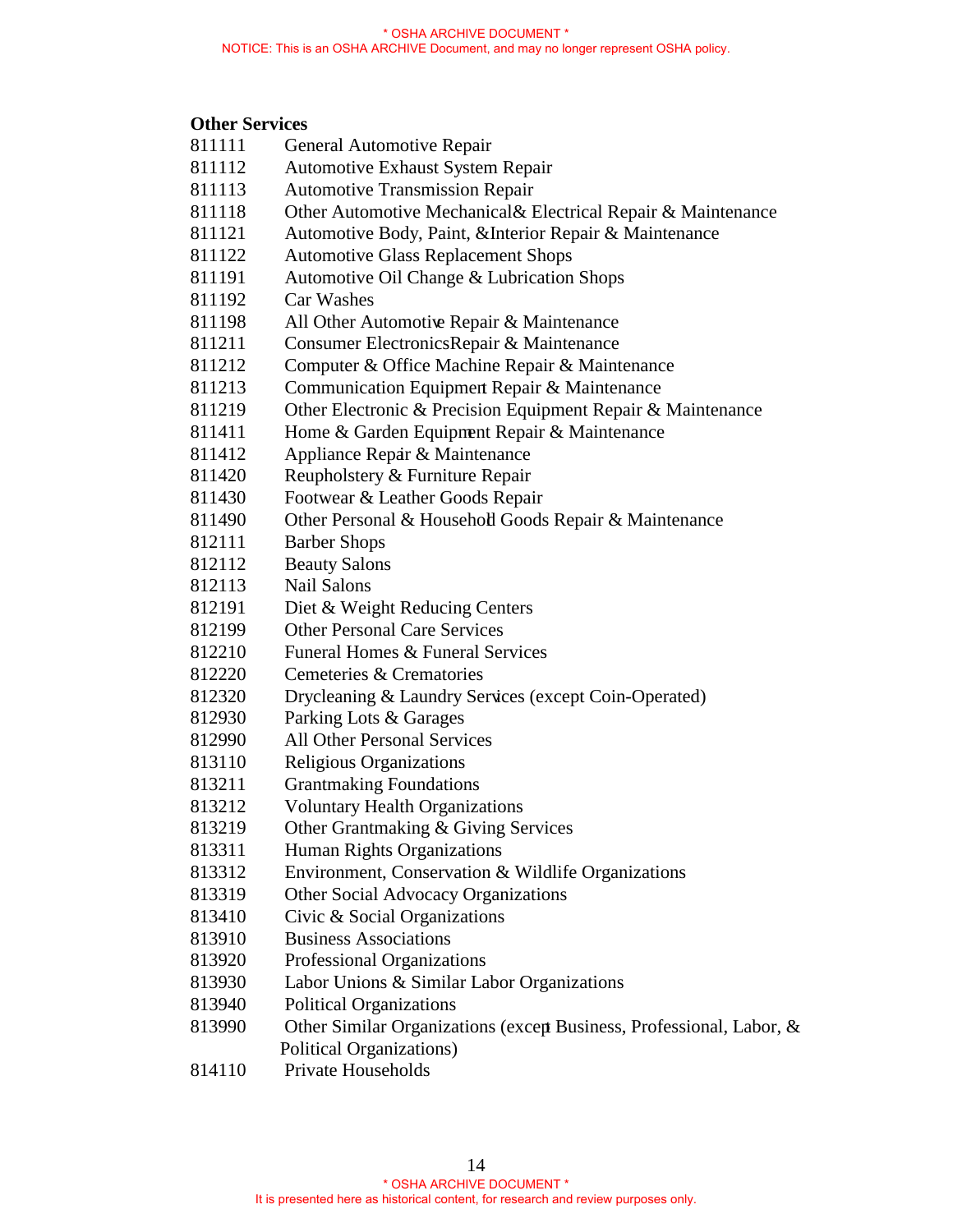**Other Services**

| | |
|---|---|
| 811111 | General Automotive Repair |
| 811112 | Automotive Exhaust System Repair |
| 811113 | Automotive Transmission Repair |
| 811118 | Other Automotive Mechanical& Electrical Repair & Maintenance |
| 811121 | Automotive Body, Paint, &Interior Repair & Maintenance |
| 811122 | Automotive Glass Replacement Shops |
| 811191 | Automotive Oil Change & Lubrication Shops |
| 811192 | Car Washes |
| 811198 | All Other Automotive Repair & Maintenance |
| 811211 | Consumer ElectronicsRepair & Maintenance |
| 811212 | Computer & Office Machine Repair & Maintenance |
| 811213 | Communication Equipment Repair & Maintenance |
| 811219 | Other Electronic & Precision Equipment Repair & Maintenance |
| 811411 | Home & Garden Equipment Repair & Maintenance |
| 811412 | Appliance Repair & Maintenance |
| 811420 | Reupholstery & Furniture Repair |
| 811430 | Footwear & Leather Goods Repair |
| 811490 | Other Personal & Household Goods Repair & Maintenance |
| 812111 | Barber Shops |
| 812112 | Beauty Salons |
| 812113 | Nail Salons |
| 812191 | Diet & Weight Reducing Centers |
| 812199 | Other Personal Care Services |
| 812210 | Funeral Homes & Funeral Services |
| 812220 | Cemeteries & Crematories |
| 812320 | Drycleaning & Laundry Services (except Coin-Operated) |
| 812930 | Parking Lots & Garages |
| 812990 | All Other Personal Services |
| 813110 | Religious Organizations |
| 813211 | Grantmaking Foundations |
| 813212 | Voluntary Health Organizations |
| 813219 | Other Grantmaking & Giving Services |
| 813311 | Human Rights Organizations |
| 813312 | Environment, Conservation & Wildlife Organizations |
| 813319 | Other Social Advocacy Organizations |
| 813410 | Civic & Social Organizations |
| 813910 | Business Associations |
| 813920 | Professional Organizations |
| 813930 | Labor Unions & Similar Labor Organizations |
| 813940 | Political Organizations |
| 813990 | Other Similar Organizations (except Business, Professional, Labor, & Political Organizations) |
| 814110 | Private Households |